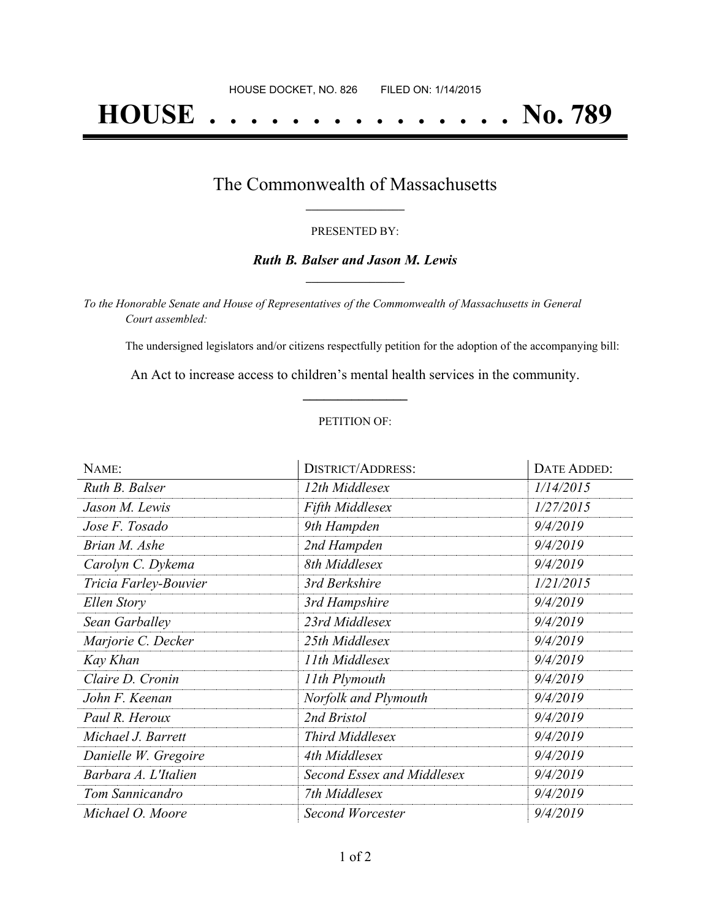HOUSE DOCKET, NO. 826        FILED ON: 1/14/2015

# HOUSE . . . . . . . . . . . . . . . No. 789

## The Commonwealth of Massachusetts

PRESENTED BY:

***Ruth B. Balser and Jason M. Lewis***

*To the Honorable Senate and House of Representatives of the Commonwealth of Massachusetts in General Court assembled:*

The undersigned legislators and/or citizens respectfully petition for the adoption of the accompanying bill:

An Act to increase access to children's mental health services in the community.

PETITION OF:

| NAME: | DISTRICT/ADDRESS: | DATE ADDED: |
|---|---|---|
| *Ruth B. Balser* | *12th Middlesex* | *1/14/2015* |
| *Jason M. Lewis* | *Fifth Middlesex* | *1/27/2015* |
| *Jose F. Tosado* | *9th Hampden* | *9/4/2019* |
| *Brian M. Ashe* | *2nd Hampden* | *9/4/2019* |
| *Carolyn C. Dykema* | *8th Middlesex* | *9/4/2019* |
| *Tricia Farley-Bouvier* | *3rd Berkshire* | *1/21/2015* |
| *Ellen Story* | *3rd Hampshire* | *9/4/2019* |
| *Sean Garballey* | *23rd Middlesex* | *9/4/2019* |
| *Marjorie C. Decker* | *25th Middlesex* | *9/4/2019* |
| *Kay Khan* | *11th Middlesex* | *9/4/2019* |
| *Claire D. Cronin* | *11th Plymouth* | *9/4/2019* |
| *John F. Keenan* | *Norfolk and Plymouth* | *9/4/2019* |
| *Paul R. Heroux* | *2nd Bristol* | *9/4/2019* |
| *Michael J. Barrett* | *Third Middlesex* | *9/4/2019* |
| *Danielle W. Gregoire* | *4th Middlesex* | *9/4/2019* |
| *Barbara A. L'Italien* | *Second Essex and Middlesex* | *9/4/2019* |
| *Tom Sannicandro* | *7th Middlesex* | *9/4/2019* |
| *Michael O. Moore* | *Second Worcester* | *9/4/2019* |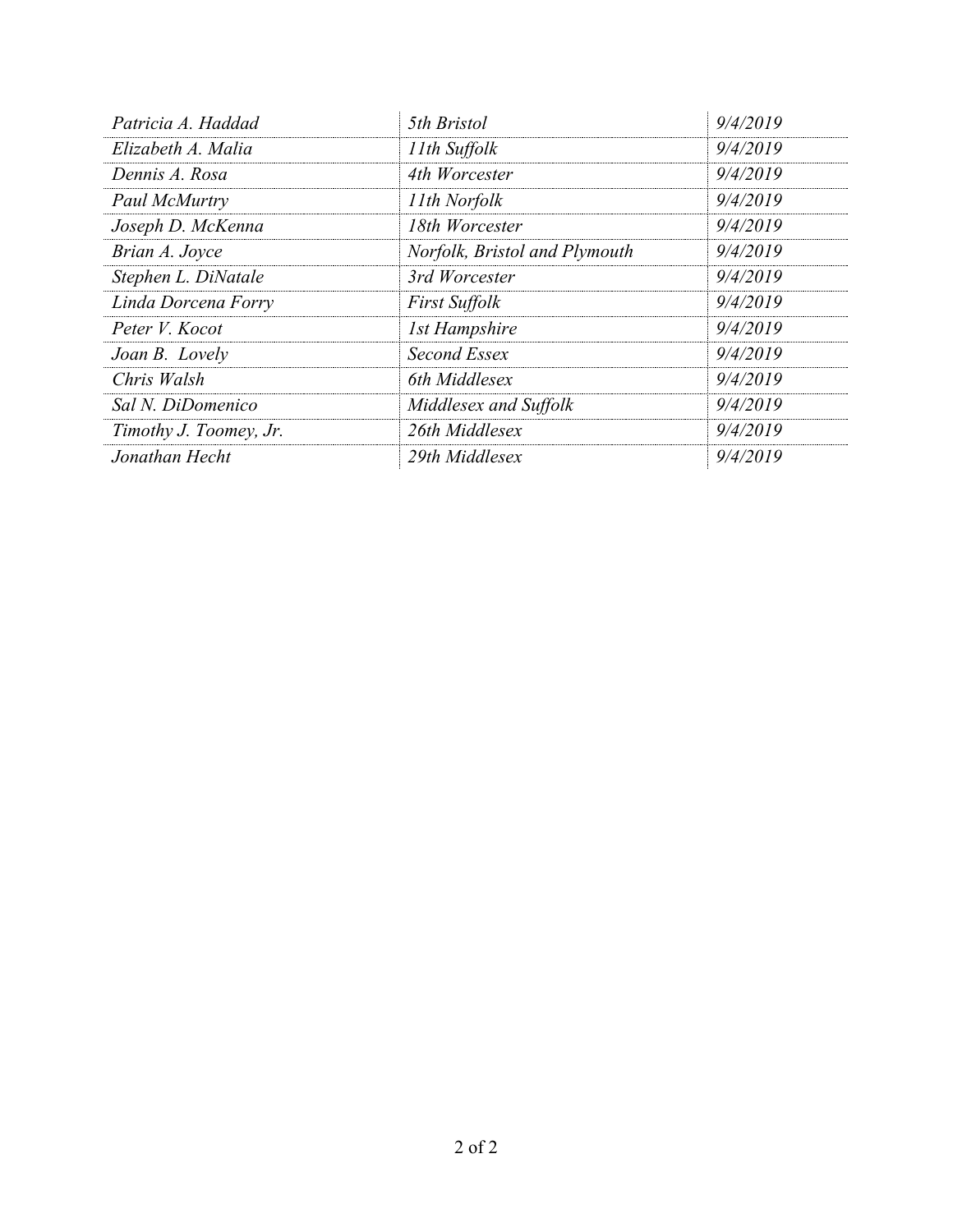| | | |
|---|---|---|
| *Patricia A. Haddad* | *5th Bristol* | *9/4/2019* |
| *Elizabeth A. Malia* | *11th Suffolk* | *9/4/2019* |
| *Dennis A. Rosa* | *4th Worcester* | *9/4/2019* |
| *Paul McMurtry* | *11th Norfolk* | *9/4/2019* |
| *Joseph D. McKenna* | *18th Worcester* | *9/4/2019* |
| *Brian A. Joyce* | *Norfolk, Bristol and Plymouth* | *9/4/2019* |
| *Stephen L. DiNatale* | *3rd Worcester* | *9/4/2019* |
| *Linda Dorcena Forry* | *First Suffolk* | *9/4/2019* |
| *Peter V. Kocot* | *1st Hampshire* | *9/4/2019* |
| *Joan B. Lovely* | *Second Essex* | *9/4/2019* |
| *Chris Walsh* | *6th Middlesex* | *9/4/2019* |
| *Sal N. DiDomenico* | *Middlesex and Suffolk* | *9/4/2019* |
| *Timothy J. Toomey, Jr.* | *26th Middlesex* | *9/4/2019* |
| *Jonathan Hecht* | *29th Middlesex* | *9/4/2019* |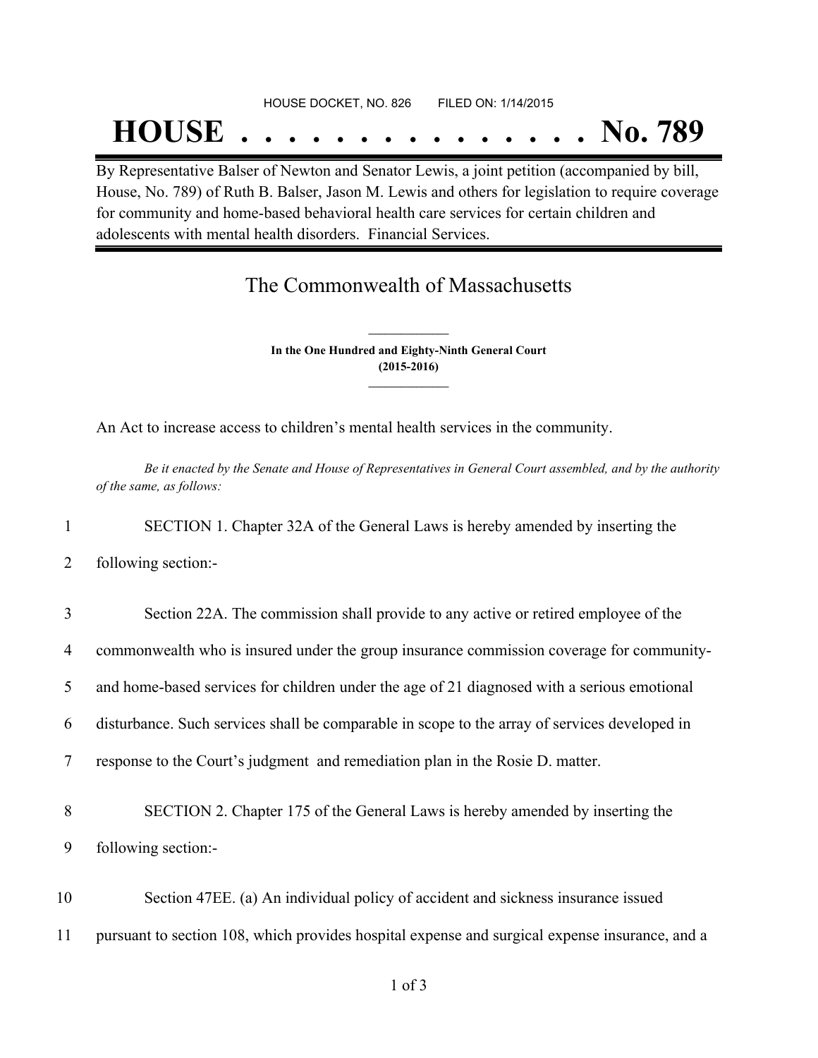HOUSE DOCKET, NO. 826 FILED ON: 1/14/2015

# HOUSE . . . . . . . . . . . . . . . No. 789

By Representative Balser of Newton and Senator Lewis, a joint petition (accompanied by bill, House, No. 789) of Ruth B. Balser, Jason M. Lewis and others for legislation to require coverage for community and home-based behavioral health care services for certain children and adolescents with mental health disorders. Financial Services.

## The Commonwealth of Massachusetts

**In the One Hundred and Eighty-Ninth General Court**
**(2015-2016)**

An Act to increase access to children's mental health services in the community.

*Be it enacted by the Senate and House of Representatives in General Court assembled, and by the authority of the same, as follows:*

1 SECTION 1. Chapter 32A of the General Laws is hereby amended by inserting the
2 following section:-

3 Section 22A. The commission shall provide to any active or retired employee of the
4 commonwealth who is insured under the group insurance commission coverage for community-
5 and home-based services for children under the age of 21 diagnosed with a serious emotional
6 disturbance. Such services shall be comparable in scope to the array of services developed in
7 response to the Court's judgment and remediation plan in the Rosie D. matter.

8 SECTION 2. Chapter 175 of the General Laws is hereby amended by inserting the
9 following section:-

10 Section 47EE. (a) An individual policy of accident and sickness insurance issued
11 pursuant to section 108, which provides hospital expense and surgical expense insurance, and a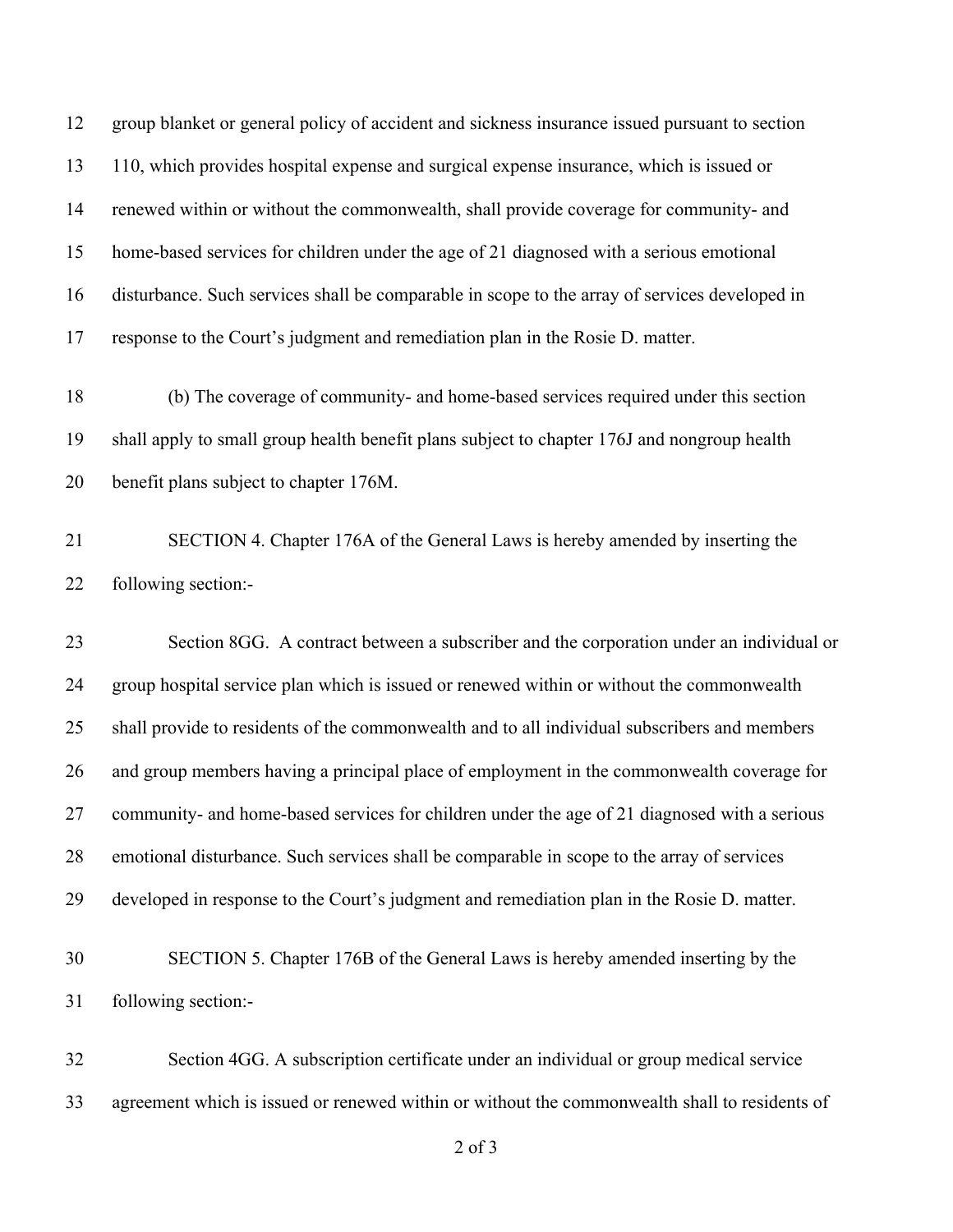group blanket or general policy of accident and sickness insurance issued pursuant to section 110, which provides hospital expense and surgical expense insurance, which is issued or renewed within or without the commonwealth, shall provide coverage for community- and home-based services for children under the age of 21 diagnosed with a serious emotional disturbance. Such services shall be comparable in scope to the array of services developed in response to the Court's judgment and remediation plan in the Rosie D. matter.

(b) The coverage of community- and home-based services required under this section shall apply to small group health benefit plans subject to chapter 176J and nongroup health benefit plans subject to chapter 176M.

SECTION 4. Chapter 176A of the General Laws is hereby amended by inserting the following section:-

Section 8GG. A contract between a subscriber and the corporation under an individual or group hospital service plan which is issued or renewed within or without the commonwealth shall provide to residents of the commonwealth and to all individual subscribers and members and group members having a principal place of employment in the commonwealth coverage for community- and home-based services for children under the age of 21 diagnosed with a serious emotional disturbance. Such services shall be comparable in scope to the array of services developed in response to the Court's judgment and remediation plan in the Rosie D. matter.

SECTION 5. Chapter 176B of the General Laws is hereby amended inserting by the following section:-

Section 4GG. A subscription certificate under an individual or group medical service agreement which is issued or renewed within or without the commonwealth shall to residents of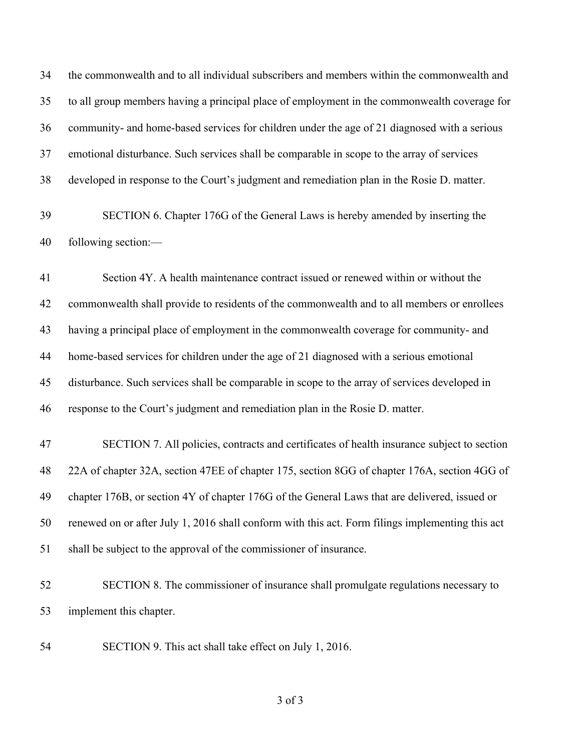the commonwealth and to all individual subscribers and members within the commonwealth and to all group members having a principal place of employment in the commonwealth coverage for community- and home-based services for children under the age of 21 diagnosed with a serious emotional disturbance. Such services shall be comparable in scope to the array of services developed in response to the Court's judgment and remediation plan in the Rosie D. matter.

SECTION 6. Chapter 176G of the General Laws is hereby amended by inserting the following section:—

Section 4Y. A health maintenance contract issued or renewed within or without the commonwealth shall provide to residents of the commonwealth and to all members or enrollees having a principal place of employment in the commonwealth coverage for community- and home-based services for children under the age of 21 diagnosed with a serious emotional disturbance. Such services shall be comparable in scope to the array of services developed in response to the Court's judgment and remediation plan in the Rosie D. matter.

SECTION 7. All policies, contracts and certificates of health insurance subject to section 22A of chapter 32A, section 47EE of chapter 175, section 8GG of chapter 176A, section 4GG of chapter 176B, or section 4Y of chapter 176G of the General Laws that are delivered, issued or renewed on or after July 1, 2016 shall conform with this act. Form filings implementing this act shall be subject to the approval of the commissioner of insurance.

SECTION 8. The commissioner of insurance shall promulgate regulations necessary to implement this chapter.

SECTION 9. This act shall take effect on July 1, 2016.